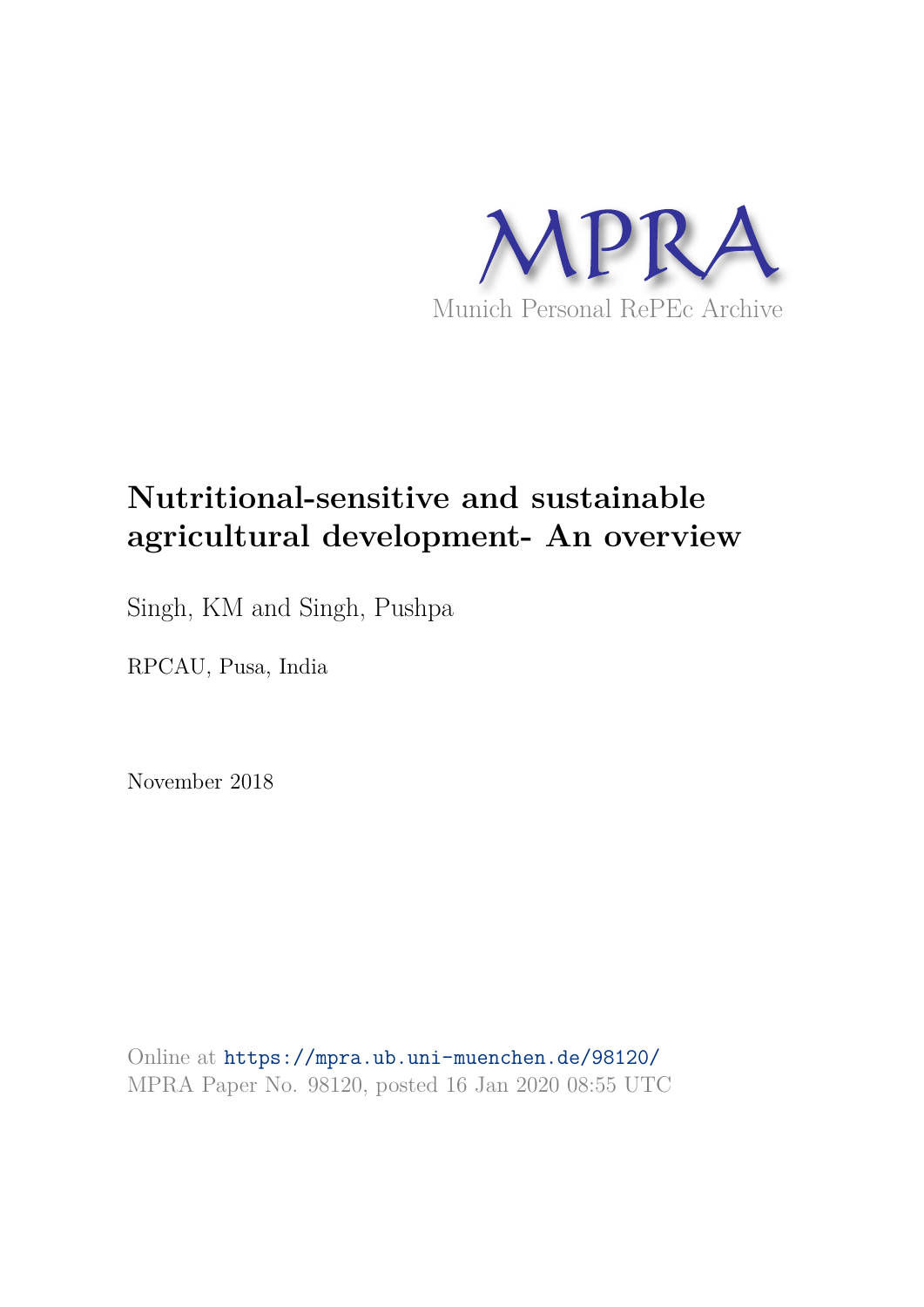MPRA

Munich Personal RePEc Archive

# Nutritional-sensitive and sustainable agricultural development- An overview

Singh, KM and Singh, Pushpa

RPCAU, Pusa, India

November 2018

Online at https://mpra.ub.uni-muenchen.de/98120/
MPRA Paper No. 98120, posted 16 Jan 2020 08:55 UTC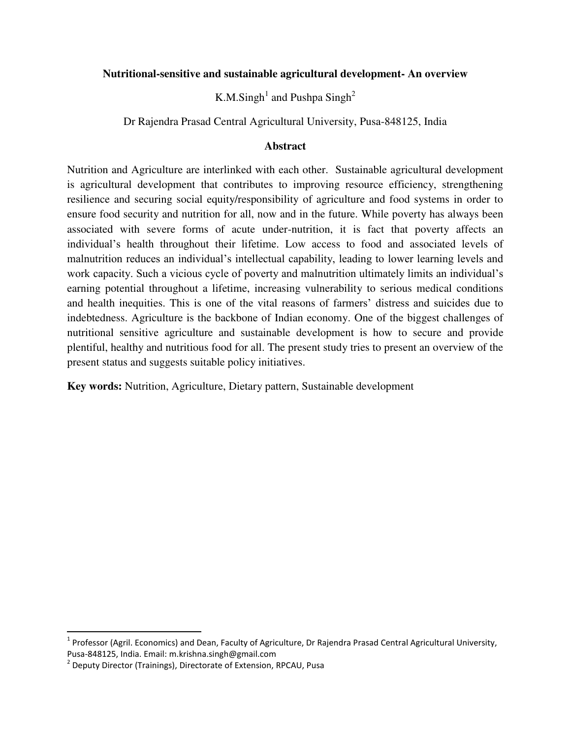**Nutritional-sensitive and sustainable agricultural development- An overview**

K.M.Singh[1] and Pushpa Singh[2]

Dr Rajendra Prasad Central Agricultural University, Pusa-848125, India

## Abstract

Nutrition and Agriculture are interlinked with each other. Sustainable agricultural development is agricultural development that contributes to improving resource efficiency, strengthening resilience and securing social equity/responsibility of agriculture and food systems in order to ensure food security and nutrition for all, now and in the future. While poverty has always been associated with severe forms of acute under-nutrition, it is fact that poverty affects an individual's health throughout their lifetime. Low access to food and associated levels of malnutrition reduces an individual's intellectual capability, leading to lower learning levels and work capacity. Such a vicious cycle of poverty and malnutrition ultimately limits an individual's earning potential throughout a lifetime, increasing vulnerability to serious medical conditions and health inequities. This is one of the vital reasons of farmers' distress and suicides due to indebtedness. Agriculture is the backbone of Indian economy. One of the biggest challenges of nutritional sensitive agriculture and sustainable development is how to secure and provide plentiful, healthy and nutritious food for all. The present study tries to present an overview of the present status and suggests suitable policy initiatives.

**Key words:** Nutrition, Agriculture, Dietary pattern, Sustainable development

---

[1] Professor (Agril. Economics) and Dean, Faculty of Agriculture, Dr Rajendra Prasad Central Agricultural University, Pusa-848125, India. Email: m.krishna.singh@gmail.com

[2] Deputy Director (Trainings), Directorate of Extension, RPCAU, Pusa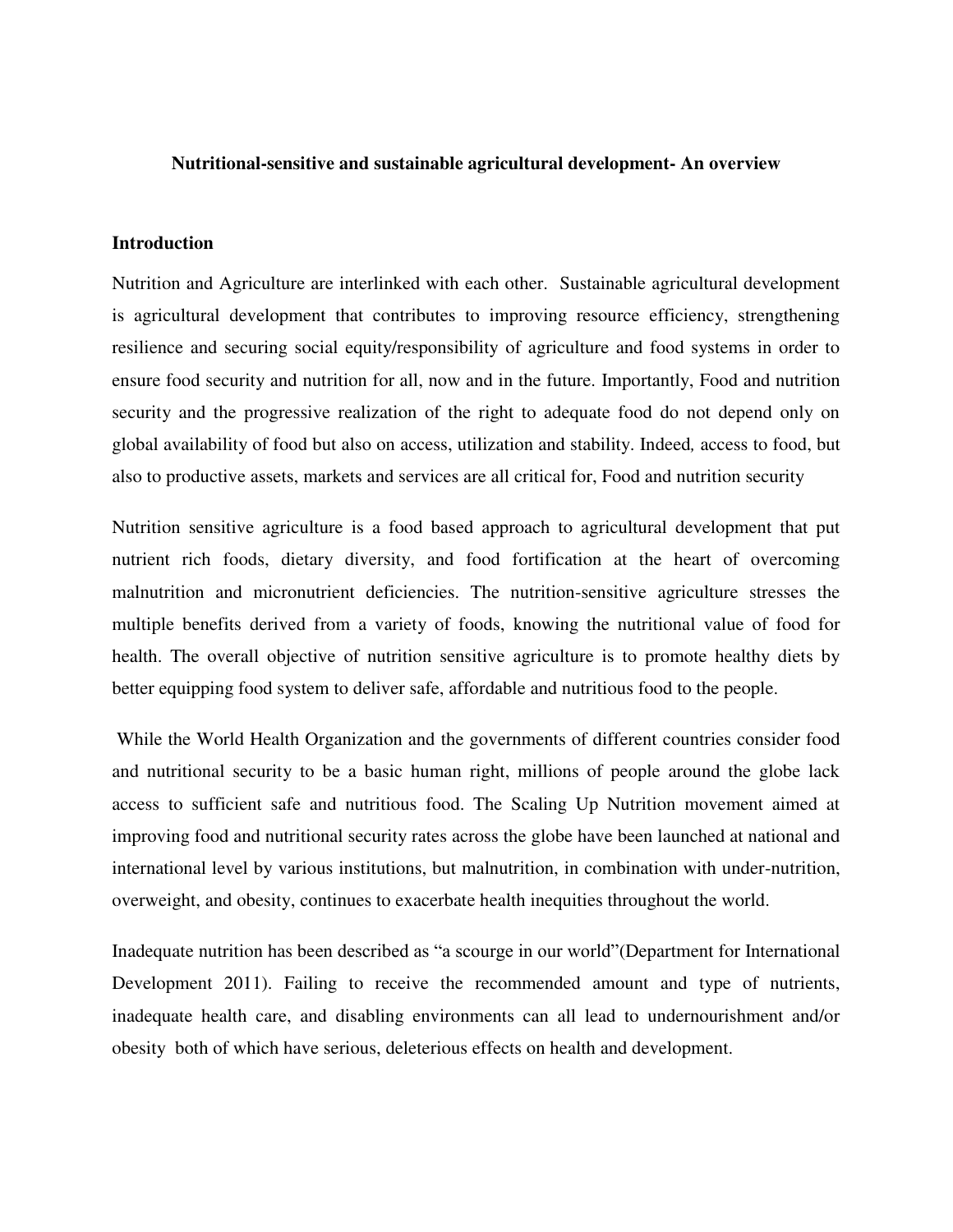**Nutritional-sensitive and sustainable agricultural development- An overview**

## Introduction

Nutrition and Agriculture are interlinked with each other. Sustainable agricultural development is agricultural development that contributes to improving resource efficiency, strengthening resilience and securing social equity/responsibility of agriculture and food systems in order to ensure food security and nutrition for all, now and in the future. Importantly, Food and nutrition security and the progressive realization of the right to adequate food do not depend only on global availability of food but also on access, utilization and stability. Indeed*,* access to food, but also to productive assets, markets and services are all critical for, Food and nutrition security

Nutrition sensitive agriculture is a food based approach to agricultural development that put nutrient rich foods, dietary diversity, and food fortification at the heart of overcoming malnutrition and micronutrient deficiencies. The nutrition-sensitive agriculture stresses the multiple benefits derived from a variety of foods, knowing the nutritional value of food for health. The overall objective of nutrition sensitive agriculture is to promote healthy diets by better equipping food system to deliver safe, affordable and nutritious food to the people.

While the World Health Organization and the governments of different countries consider food and nutritional security to be a basic human right, millions of people around the globe lack access to sufficient safe and nutritious food. The Scaling Up Nutrition movement aimed at improving food and nutritional security rates across the globe have been launched at national and international level by various institutions, but malnutrition, in combination with under-nutrition, overweight, and obesity, continues to exacerbate health inequities throughout the world.

Inadequate nutrition has been described as "a scourge in our world"(Department for International Development 2011). Failing to receive the recommended amount and type of nutrients, inadequate health care, and disabling environments can all lead to undernourishment and/or obesity both of which have serious, deleterious effects on health and development.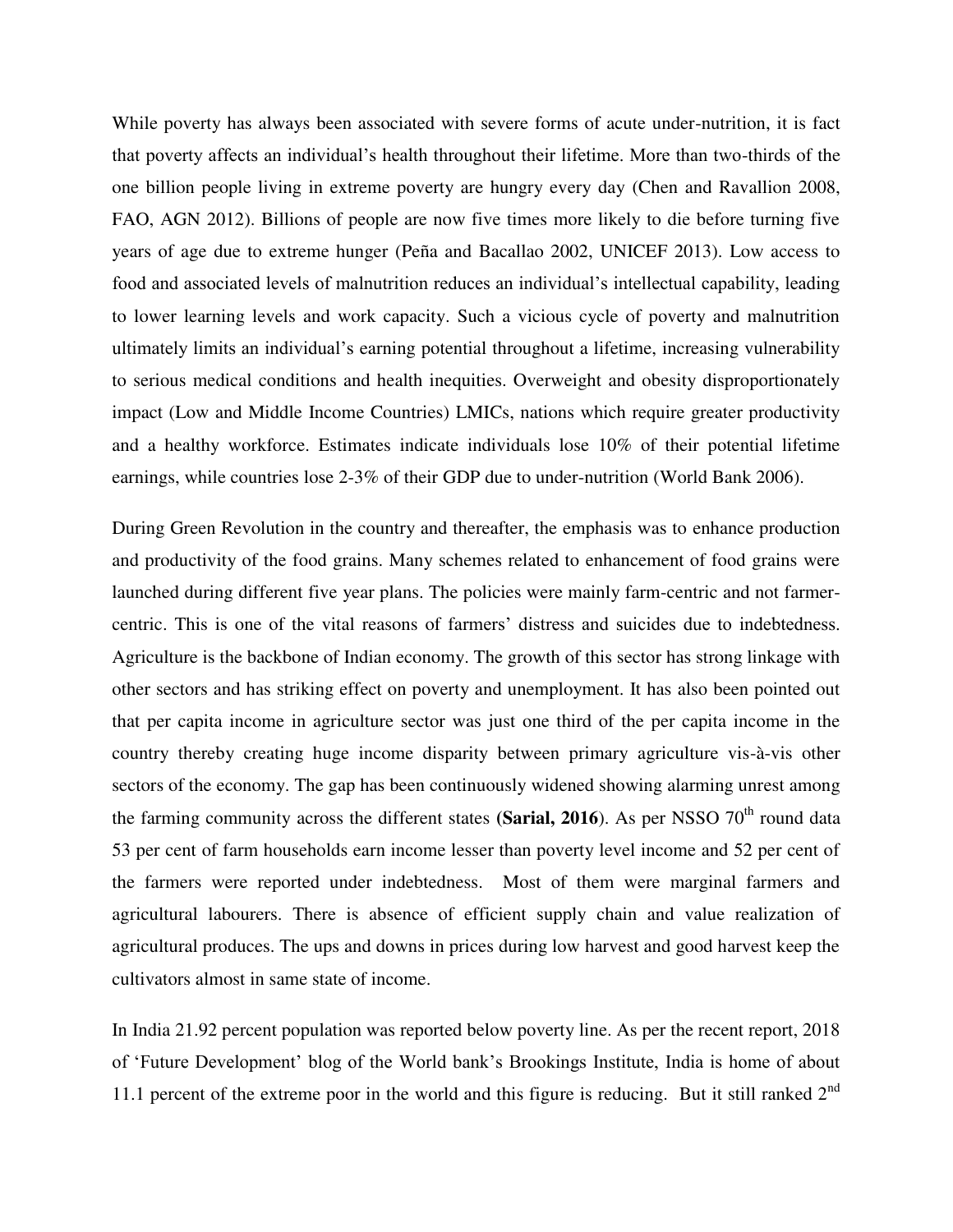While poverty has always been associated with severe forms of acute under-nutrition, it is fact that poverty affects an individual's health throughout their lifetime. More than two-thirds of the one billion people living in extreme poverty are hungry every day (Chen and Ravallion 2008, FAO, AGN 2012). Billions of people are now five times more likely to die before turning five years of age due to extreme hunger (Peña and Bacallao 2002, UNICEF 2013). Low access to food and associated levels of malnutrition reduces an individual's intellectual capability, leading to lower learning levels and work capacity. Such a vicious cycle of poverty and malnutrition ultimately limits an individual's earning potential throughout a lifetime, increasing vulnerability to serious medical conditions and health inequities. Overweight and obesity disproportionately impact (Low and Middle Income Countries) LMICs, nations which require greater productivity and a healthy workforce. Estimates indicate individuals lose 10% of their potential lifetime earnings, while countries lose 2-3% of their GDP due to under-nutrition (World Bank 2006).

During Green Revolution in the country and thereafter, the emphasis was to enhance production and productivity of the food grains. Many schemes related to enhancement of food grains were launched during different five year plans. The policies were mainly farm-centric and not farmer-centric. This is one of the vital reasons of farmers' distress and suicides due to indebtedness. Agriculture is the backbone of Indian economy. The growth of this sector has strong linkage with other sectors and has striking effect on poverty and unemployment. It has also been pointed out that per capita income in agriculture sector was just one third of the per capita income in the country thereby creating huge income disparity between primary agriculture vis-à-vis other sectors of the economy. The gap has been continuously widened showing alarming unrest among the farming community across the different states **(Sarial, 2016**). As per NSSO 70[th] round data 53 per cent of farm households earn income lesser than poverty level income and 52 per cent of the farmers were reported under indebtedness. Most of them were marginal farmers and agricultural labourers. There is absence of efficient supply chain and value realization of agricultural produces. The ups and downs in prices during low harvest and good harvest keep the cultivators almost in same state of income.

In India 21.92 percent population was reported below poverty line. As per the recent report, 2018 of 'Future Development' blog of the World bank's Brookings Institute, India is home of about 11.1 percent of the extreme poor in the world and this figure is reducing. But it still ranked 2[nd]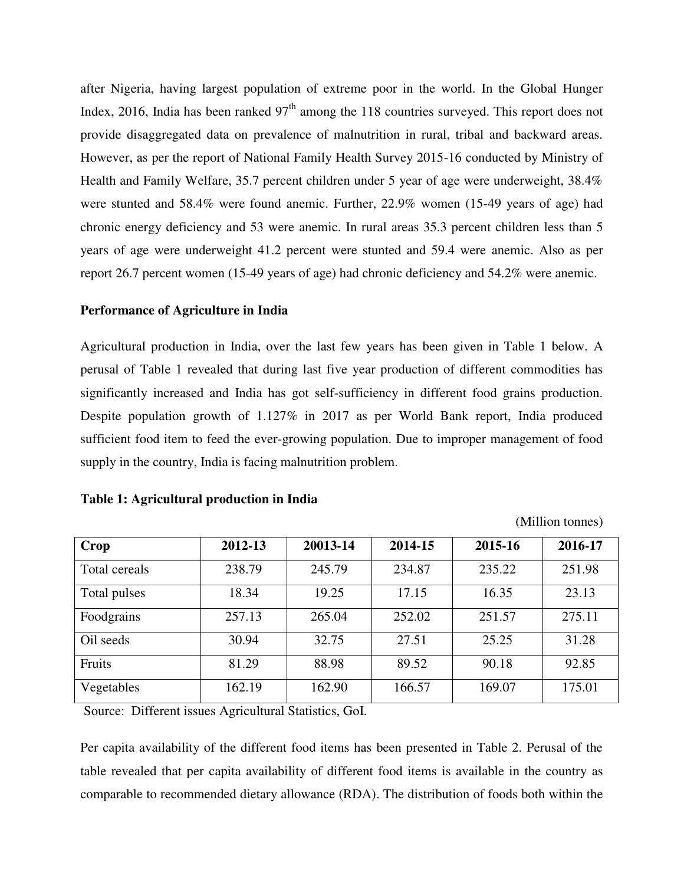after Nigeria, having largest population of extreme poor in the world. In the Global Hunger Index, 2016, India has been ranked 97th among the 118 countries surveyed. This report does not provide disaggregated data on prevalence of malnutrition in rural, tribal and backward areas. However, as per the report of National Family Health Survey 2015-16 conducted by Ministry of Health and Family Welfare, 35.7 percent children under 5 year of age were underweight, 38.4% were stunted and 58.4% were found anemic. Further, 22.9% women (15-49 years of age) had chronic energy deficiency and 53 were anemic. In rural areas 35.3 percent children less than 5 years of age were underweight 41.2 percent were stunted and 59.4 were anemic. Also as per report 26.7 percent women (15-49 years of age) had chronic deficiency and 54.2% were anemic.

**Performance of Agriculture in India**

Agricultural production in India, over the last few years has been given in Table 1 below. A perusal of Table 1 revealed that during last five year production of different commodities has significantly increased and India has got self-sufficiency in different food grains production. Despite population growth of 1.127% in 2017 as per World Bank report, India produced sufficient food item to feed the ever-growing population. Due to improper management of food supply in the country, India is facing malnutrition problem.

**Table 1: Agricultural production in India**

(Million tonnes)

| Crop | 2012-13 | 20013-14 | 2014-15 | 2015-16 | 2016-17 |
|---|---|---|---|---|---|
| Total cereals | 238.79 | 245.79 | 234.87 | 235.22 | 251.98 |
| Total pulses | 18.34 | 19.25 | 17.15 | 16.35 | 23.13 |
| Foodgrains | 257.13 | 265.04 | 252.02 | 251.57 | 275.11 |
| Oil seeds | 30.94 | 32.75 | 27.51 | 25.25 | 31.28 |
| Fruits | 81.29 | 88.98 | 89.52 | 90.18 | 92.85 |
| Vegetables | 162.19 | 162.90 | 166.57 | 169.07 | 175.01 |

Source: Different issues Agricultural Statistics, GoI.

Per capita availability of the different food items has been presented in Table 2. Perusal of the table revealed that per capita availability of different food items is available in the country as comparable to recommended dietary allowance (RDA). The distribution of foods both within the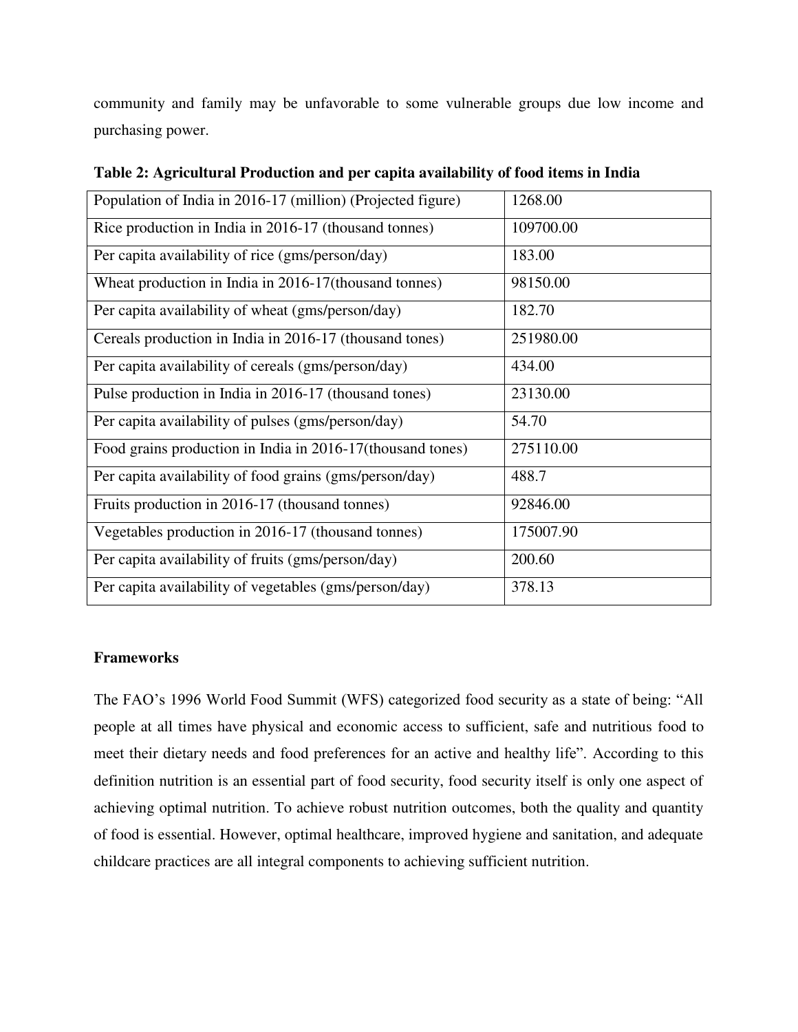community and family may be unfavorable to some vulnerable groups due low income and purchasing power.

**Table 2: Agricultural Production and per capita availability of food items in India**

| Population of India in 2016-17 (million) (Projected figure) | 1268.00 |
|---|---|
| Rice production in India in 2016-17 (thousand tonnes) | 109700.00 |
| Per capita availability of rice (gms/person/day) | 183.00 |
| Wheat production in India in 2016-17(thousand tonnes) | 98150.00 |
| Per capita availability of wheat (gms/person/day) | 182.70 |
| Cereals production in India in 2016-17 (thousand tones) | 251980.00 |
| Per capita availability of cereals (gms/person/day) | 434.00 |
| Pulse production in India in 2016-17 (thousand tones) | 23130.00 |
| Per capita availability of pulses (gms/person/day) | 54.70 |
| Food grains production in India in 2016-17(thousand tones) | 275110.00 |
| Per capita availability of food grains (gms/person/day) | 488.7 |
| Fruits production in 2016-17 (thousand tonnes) | 92846.00 |
| Vegetables production in 2016-17 (thousand tonnes) | 175007.90 |
| Per capita availability of fruits (gms/person/day) | 200.60 |
| Per capita availability of vegetables (gms/person/day) | 378.13 |

**Frameworks**

The FAO's 1996 World Food Summit (WFS) categorized food security as a state of being: "All people at all times have physical and economic access to sufficient, safe and nutritious food to meet their dietary needs and food preferences for an active and healthy life". According to this definition nutrition is an essential part of food security, food security itself is only one aspect of achieving optimal nutrition. To achieve robust nutrition outcomes, both the quality and quantity of food is essential. However, optimal healthcare, improved hygiene and sanitation, and adequate childcare practices are all integral components to achieving sufficient nutrition.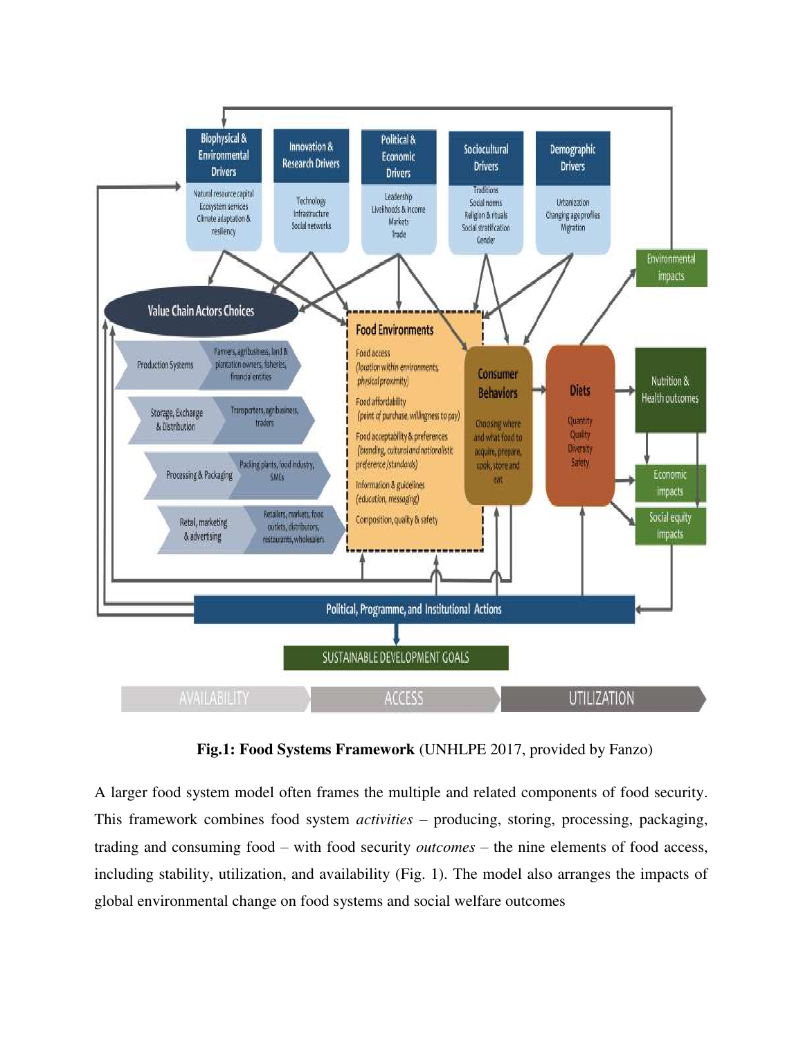**Fig.1: Food Systems Framework** (UNHLPE 2017, provided by Fanzo)

A larger food system model often frames the multiple and related components of food security. This framework combines food system *activities* – producing, storing, processing, packaging, trading and consuming food – with food security *outcomes* – the nine elements of food access, including stability, utilization, and availability (Fig. 1). The model also arranges the impacts of global environmental change on food systems and social welfare outcomes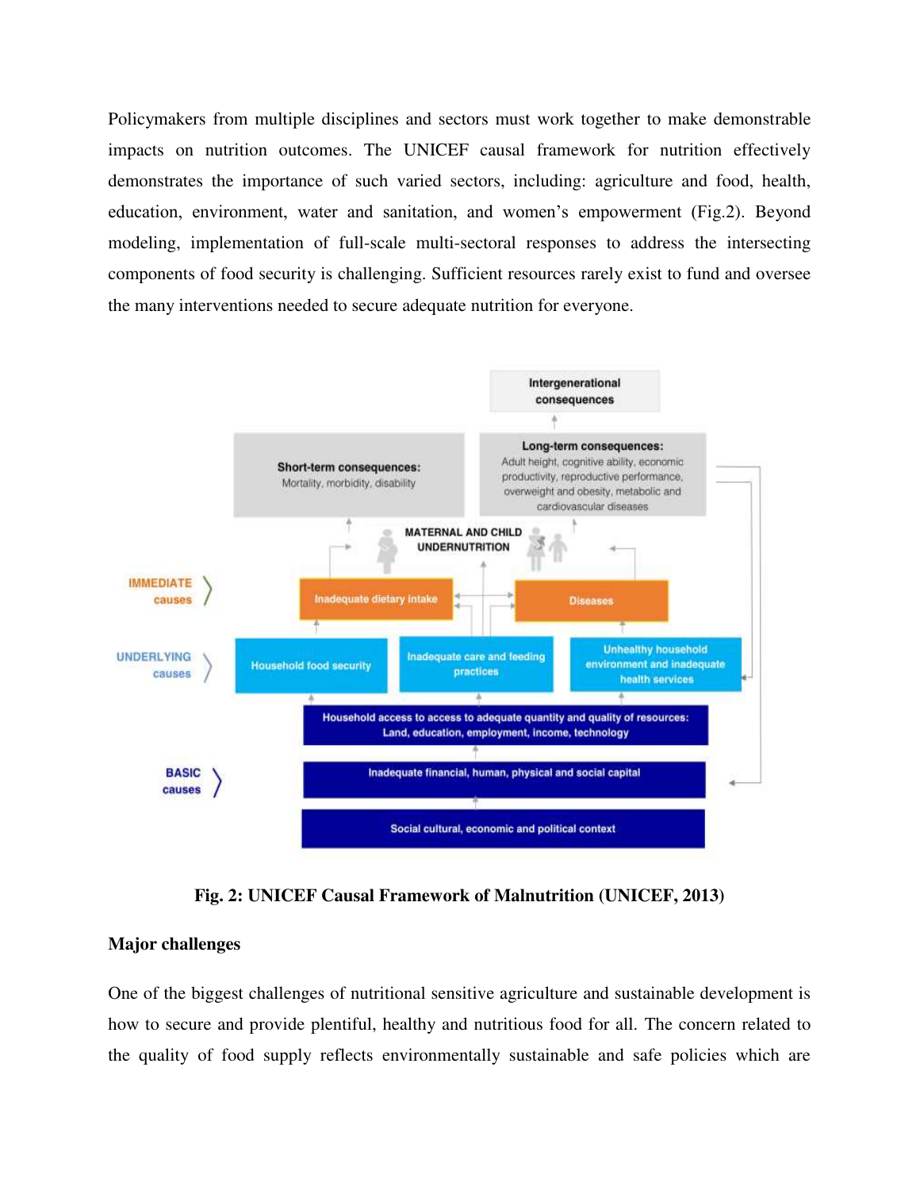Policymakers from multiple disciplines and sectors must work together to make demonstrable impacts on nutrition outcomes. The UNICEF causal framework for nutrition effectively demonstrates the importance of such varied sectors, including: agriculture and food, health, education, environment, water and sanitation, and women's empowerment (Fig.2). Beyond modeling, implementation of full-scale multi-sectoral responses to address the intersecting components of food security is challenging. Sufficient resources rarely exist to fund and oversee the many interventions needed to secure adequate nutrition for everyone.

**Fig. 2: UNICEF Causal Framework of Malnutrition (UNICEF, 2013)**

**Major challenges**

One of the biggest challenges of nutritional sensitive agriculture and sustainable development is how to secure and provide plentiful, healthy and nutritious food for all. The concern related to the quality of food supply reflects environmentally sustainable and safe policies which are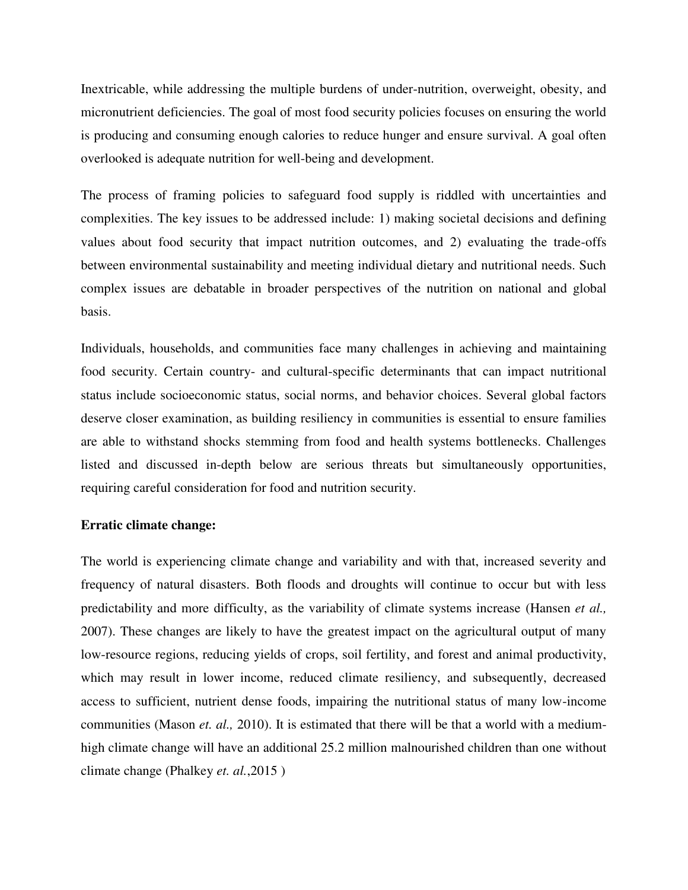Inextricable, while addressing the multiple burdens of under-nutrition, overweight, obesity, and micronutrient deficiencies. The goal of most food security policies focuses on ensuring the world is producing and consuming enough calories to reduce hunger and ensure survival. A goal often overlooked is adequate nutrition for well-being and development.

The process of framing policies to safeguard food supply is riddled with uncertainties and complexities. The key issues to be addressed include: 1) making societal decisions and defining values about food security that impact nutrition outcomes, and 2) evaluating the trade-offs between environmental sustainability and meeting individual dietary and nutritional needs. Such complex issues are debatable in broader perspectives of the nutrition on national and global basis.

Individuals, households, and communities face many challenges in achieving and maintaining food security. Certain country- and cultural-specific determinants that can impact nutritional status include socioeconomic status, social norms, and behavior choices. Several global factors deserve closer examination, as building resiliency in communities is essential to ensure families are able to withstand shocks stemming from food and health systems bottlenecks. Challenges listed and discussed in-depth below are serious threats but simultaneously opportunities, requiring careful consideration for food and nutrition security.

**Erratic climate change:**

The world is experiencing climate change and variability and with that, increased severity and frequency of natural disasters. Both floods and droughts will continue to occur but with less predictability and more difficulty, as the variability of climate systems increase (Hansen *et al.,* 2007). These changes are likely to have the greatest impact on the agricultural output of many low-resource regions, reducing yields of crops, soil fertility, and forest and animal productivity, which may result in lower income, reduced climate resiliency, and subsequently, decreased access to sufficient, nutrient dense foods, impairing the nutritional status of many low-income communities (Mason *et. al.,* 2010). It is estimated that there will be that a world with a medium-high climate change will have an additional 25.2 million malnourished children than one without climate change (Phalkey *et. al.*,2015 )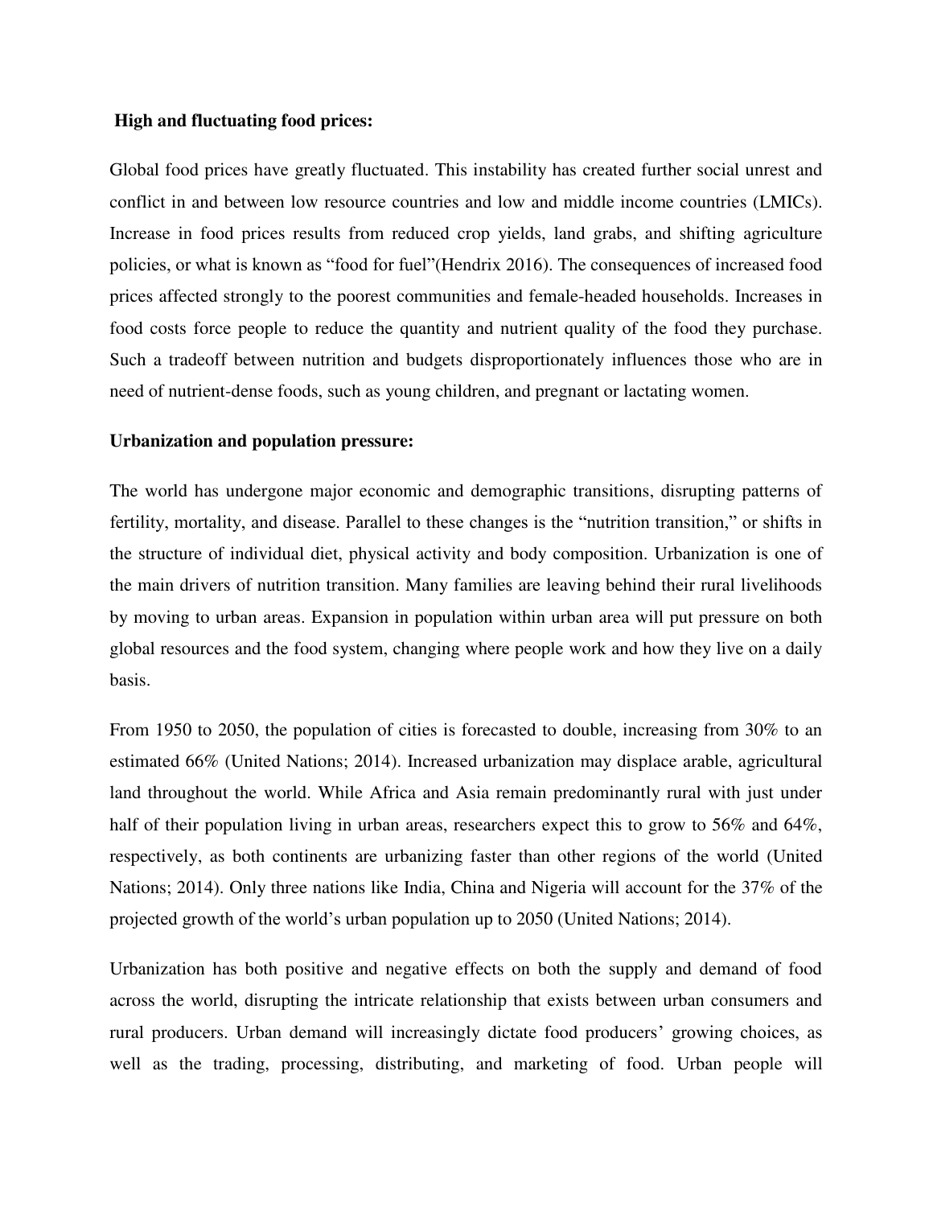**High and fluctuating food prices:**

Global food prices have greatly fluctuated. This instability has created further social unrest and conflict in and between low resource countries and low and middle income countries (LMICs). Increase in food prices results from reduced crop yields, land grabs, and shifting agriculture policies, or what is known as "food for fuel"(Hendrix 2016). The consequences of increased food prices affected strongly to the poorest communities and female-headed households. Increases in food costs force people to reduce the quantity and nutrient quality of the food they purchase. Such a tradeoff between nutrition and budgets disproportionately influences those who are in need of nutrient-dense foods, such as young children, and pregnant or lactating women.

**Urbanization and population pressure:**

The world has undergone major economic and demographic transitions, disrupting patterns of fertility, mortality, and disease. Parallel to these changes is the "nutrition transition," or shifts in the structure of individual diet, physical activity and body composition. Urbanization is one of the main drivers of nutrition transition. Many families are leaving behind their rural livelihoods by moving to urban areas. Expansion in population within urban area will put pressure on both global resources and the food system, changing where people work and how they live on a daily basis.

From 1950 to 2050, the population of cities is forecasted to double, increasing from 30% to an estimated 66% (United Nations; 2014). Increased urbanization may displace arable, agricultural land throughout the world. While Africa and Asia remain predominantly rural with just under half of their population living in urban areas, researchers expect this to grow to 56% and 64%, respectively, as both continents are urbanizing faster than other regions of the world (United Nations; 2014). Only three nations like India, China and Nigeria will account for the 37% of the projected growth of the world's urban population up to 2050 (United Nations; 2014).

Urbanization has both positive and negative effects on both the supply and demand of food across the world, disrupting the intricate relationship that exists between urban consumers and rural producers. Urban demand will increasingly dictate food producers' growing choices, as well as the trading, processing, distributing, and marketing of food. Urban people will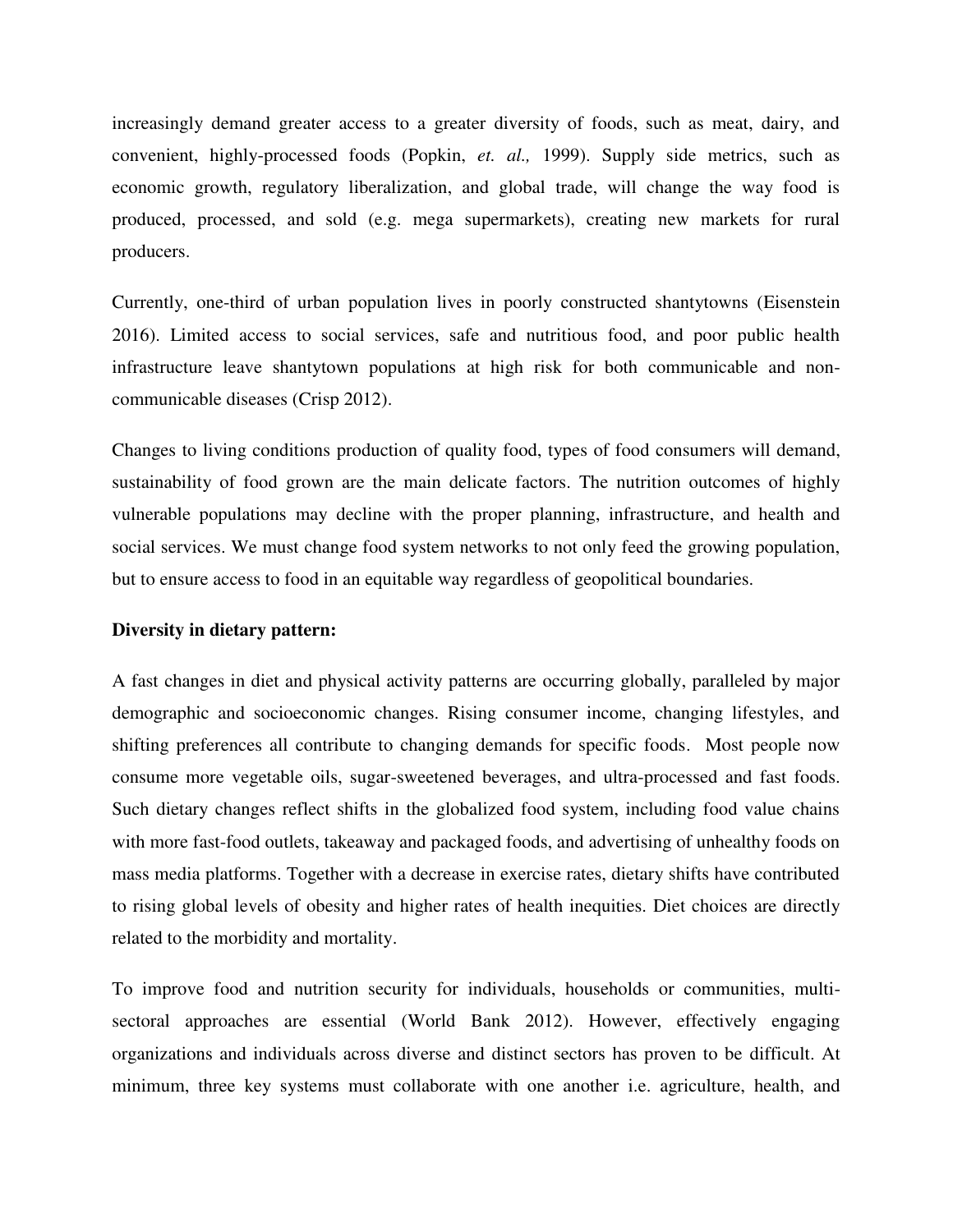increasingly demand greater access to a greater diversity of foods, such as meat, dairy, and convenient, highly-processed foods (Popkin, *et. al.,* 1999). Supply side metrics, such as economic growth, regulatory liberalization, and global trade, will change the way food is produced, processed, and sold (e.g. mega supermarkets), creating new markets for rural producers.

Currently, one-third of urban population lives in poorly constructed shantytowns (Eisenstein 2016). Limited access to social services, safe and nutritious food, and poor public health infrastructure leave shantytown populations at high risk for both communicable and non-communicable diseases (Crisp 2012).

Changes to living conditions production of quality food, types of food consumers will demand, sustainability of food grown are the main delicate factors. The nutrition outcomes of highly vulnerable populations may decline with the proper planning, infrastructure, and health and social services. We must change food system networks to not only feed the growing population, but to ensure access to food in an equitable way regardless of geopolitical boundaries.

**Diversity in dietary pattern:**

A fast changes in diet and physical activity patterns are occurring globally, paralleled by major demographic and socioeconomic changes. Rising consumer income, changing lifestyles, and shifting preferences all contribute to changing demands for specific foods. Most people now consume more vegetable oils, sugar-sweetened beverages, and ultra-processed and fast foods. Such dietary changes reflect shifts in the globalized food system, including food value chains with more fast-food outlets, takeaway and packaged foods, and advertising of unhealthy foods on mass media platforms. Together with a decrease in exercise rates, dietary shifts have contributed to rising global levels of obesity and higher rates of health inequities. Diet choices are directly related to the morbidity and mortality.

To improve food and nutrition security for individuals, households or communities, multi-sectoral approaches are essential (World Bank 2012). However, effectively engaging organizations and individuals across diverse and distinct sectors has proven to be difficult. At minimum, three key systems must collaborate with one another i.e. agriculture, health, and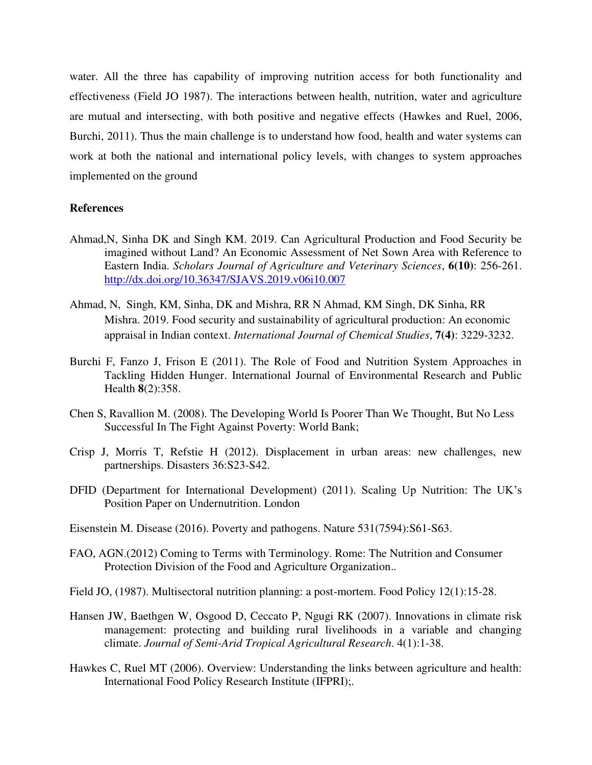water. All the three has capability of improving nutrition access for both functionality and effectiveness (Field JO 1987). The interactions between health, nutrition, water and agriculture are mutual and intersecting, with both positive and negative effects (Hawkes and Ruel, 2006, Burchi, 2011). Thus the main challenge is to understand how food, health and water systems can work at both the national and international policy levels, with changes to system approaches implemented on the ground

**References**

Ahmad,N, Sinha DK and Singh KM. 2019. Can Agricultural Production and Food Security be imagined without Land? An Economic Assessment of Net Sown Area with Reference to Eastern India. *Scholars Journal of Agriculture and Veterinary Sciences*, **6(10)**: 256-261. http://dx.doi.org/10.36347/SJAVS.2019.v06i10.007

Ahmad, N, Singh, KM, Sinha, DK and Mishra, RR N Ahmad, KM Singh, DK Sinha, RR Mishra. 2019. Food security and sustainability of agricultural production: An economic appraisal in Indian context. *International Journal of Chemical Studies*, **7(4)**: 3229-3232.

Burchi F, Fanzo J, Frison E (2011). The Role of Food and Nutrition System Approaches in Tackling Hidden Hunger. International Journal of Environmental Research and Public Health **8**(2):358.

Chen S, Ravallion M. (2008). The Developing World Is Poorer Than We Thought, But No Less Successful In The Fight Against Poverty: World Bank;

Crisp J, Morris T, Refstie H (2012). Displacement in urban areas: new challenges, new partnerships. Disasters 36:S23-S42.

DFID (Department for International Development) (2011). Scaling Up Nutrition: The UK's Position Paper on Undernutrition. London

Eisenstein M. Disease (2016). Poverty and pathogens. Nature 531(7594):S61-S63.

FAO, AGN.(2012) Coming to Terms with Terminology. Rome: The Nutrition and Consumer Protection Division of the Food and Agriculture Organization..

Field JO, (1987). Multisectoral nutrition planning: a post-mortem. Food Policy 12(1):15-28.

Hansen JW, Baethgen W, Osgood D, Ceccato P, Ngugi RK (2007). Innovations in climate risk management: protecting and building rural livelihoods in a variable and changing climate. *Journal of Semi-Arid Tropical Agricultural Research*. 4(1):1-38.

Hawkes C, Ruel MT (2006). Overview: Understanding the links between agriculture and health: International Food Policy Research Institute (IFPRI);.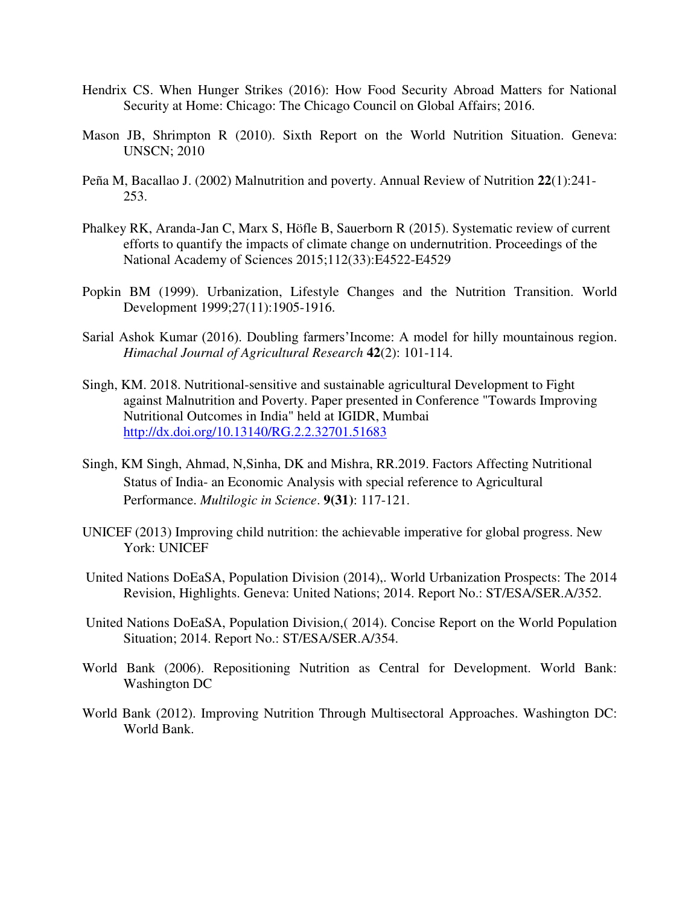Hendrix CS. When Hunger Strikes (2016): How Food Security Abroad Matters for National Security at Home: Chicago: The Chicago Council on Global Affairs; 2016.

Mason JB, Shrimpton R (2010). Sixth Report on the World Nutrition Situation. Geneva: UNSCN; 2010

Peña M, Bacallao J. (2002) Malnutrition and poverty. Annual Review of Nutrition **22**(1):241-253.

Phalkey RK, Aranda-Jan C, Marx S, Höfle B, Sauerborn R (2015). Systematic review of current efforts to quantify the impacts of climate change on undernutrition. Proceedings of the National Academy of Sciences 2015;112(33):E4522-E4529

Popkin BM (1999). Urbanization, Lifestyle Changes and the Nutrition Transition. World Development 1999;27(11):1905-1916.

Sarial Ashok Kumar (2016). Doubling farmers'Income: A model for hilly mountainous region. *Himachal Journal of Agricultural Research* **42**(2): 101-114.

Singh, KM. 2018. Nutritional-sensitive and sustainable agricultural Development to Fight against Malnutrition and Poverty. Paper presented in Conference "Towards Improving Nutritional Outcomes in India" held at IGIDR, Mumbai http://dx.doi.org/10.13140/RG.2.2.32701.51683

Singh, KM Singh, Ahmad, N,Sinha, DK and Mishra, RR.2019. Factors Affecting Nutritional Status of India- an Economic Analysis with special reference to Agricultural Performance. *Multilogic in Science*. **9(31)**: 117-121.

UNICEF (2013) Improving child nutrition: the achievable imperative for global progress. New York: UNICEF

United Nations DoEaSA, Population Division (2014),. World Urbanization Prospects: The 2014 Revision, Highlights. Geneva: United Nations; 2014. Report No.: ST/ESA/SER.A/352.

United Nations DoEaSA, Population Division,( 2014). Concise Report on the World Population Situation; 2014. Report No.: ST/ESA/SER.A/354.

World Bank (2006). Repositioning Nutrition as Central for Development. World Bank: Washington DC

World Bank (2012). Improving Nutrition Through Multisectoral Approaches. Washington DC: World Bank.